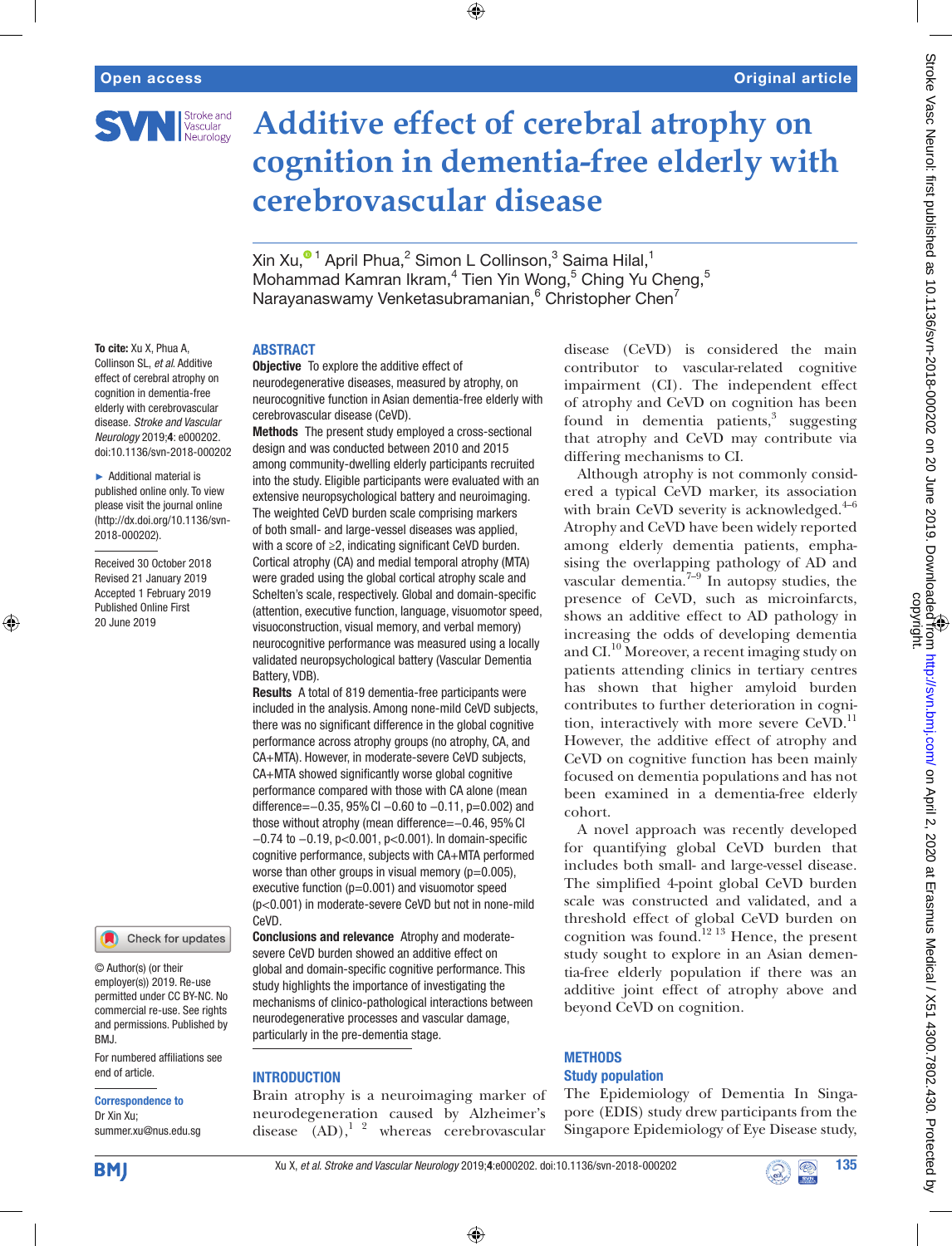# Additive effect of cerebral atrophy on cognition in dementia-free elderly with cerebrovascular disease

Xin Xu,[1] April Phua,[2] Simon L Collinson,[3] Saima Hilal,[1] Mohammad Kamran Ikram,[4] Tien Yin Wong,[5] Ching Yu Cheng,[5] Narayanaswamy Venketasubramanian,[6] Christopher Chen[7]

**To cite:** Xu X, Phua A, Collinson SL, *et al*. Additive effect of cerebral atrophy on cognition in dementia-free elderly with cerebrovascular disease. *Stroke and Vascular Neurology* 2019;**4**: e000202. doi:10.1136/svn-2018-000202

► Additional material is published online only. To view please visit the journal online (http://dx.doi.org/10.1136/svn-2018-000202).

Received 30 October 2018
Revised 21 January 2019
Accepted 1 February 2019
Published Online First 20 June 2019

© Author(s) (or their employer(s)) 2019. Re-use permitted under CC BY-NC. No commercial re-use. See rights and permissions. Published by BMJ.

For numbered affiliations see end of article.

**Correspondence to**
Dr Xin Xu;
summer.xu@nus.edu.sg

## ABSTRACT

**Objective** To explore the additive effect of neurodegenerative diseases, measured by atrophy, on neurocognitive function in Asian dementia-free elderly with cerebrovascular disease (CeVD).

**Methods** The present study employed a cross-sectional design and was conducted between 2010 and 2015 among community-dwelling elderly participants recruited into the study. Eligible participants were evaluated with an extensive neuropsychological battery and neuroimaging. The weighted CeVD burden scale comprising markers of both small- and large-vessel diseases was applied, with a score of ≥2, indicating significant CeVD burden. Cortical atrophy (CA) and medial temporal atrophy (MTA) were graded using the global cortical atrophy scale and Scheltens's scale, respectively. Global and domain-specific (attention, executive function, language, visuomotor speed, visuoconstruction, visual memory, and verbal memory) neurocognitive performance was measured using a locally validated neuropsychological battery (Vascular Dementia Battery, VDB).

**Results** A total of 819 dementia-free participants were included in the analysis. Among none-mild CeVD subjects, there was no significant difference in the global cognitive performance across atrophy groups (no atrophy, CA, and CA+MTA). However, in moderate-severe CeVD subjects, CA+MTA showed significantly worse global cognitive performance compared with those with CA alone (mean difference=−0.35, 95% CI −0.60 to −0.11, p=0.002) and those without atrophy (mean difference=−0.46, 95% CI −0.74 to −0.19, p<0.001, p<0.001). In domain-specific cognitive performance, subjects with CA+MTA performed worse than other groups in visual memory (p=0.005), executive function (p=0.001) and visuomotor speed (p<0.001) in moderate-severe CeVD but not in none-mild CeVD.

**Conclusions and relevance** Atrophy and moderate-severe CeVD burden showed an additive effect on global and domain-specific cognitive performance. This study highlights the importance of investigating the mechanisms of clinico-pathological interactions between neurodegenerative processes and vascular damage, particularly in the pre-dementia stage.

## INTRODUCTION

Brain atrophy is a neuroimaging marker of neurodegeneration caused by Alzheimer's disease (AD),[1,2] whereas cerebrovascular disease (CeVD) is considered the main contributor to vascular-related cognitive impairment (CI). The independent effect of atrophy and CeVD on cognition has been found in dementia patients,[3] suggesting that atrophy and CeVD may contribute via differing mechanisms to CI.

Although atrophy is not commonly considered a typical CeVD marker, its association with brain CeVD severity is acknowledged.[4–6] Atrophy and CeVD have been widely reported among elderly dementia patients, emphasising the overlapping pathology of AD and vascular dementia.[7–9] In autopsy studies, the presence of CeVD, such as microinfarcts, shows an additive effect to AD pathology in increasing the odds of developing dementia and CI.[10] Moreover, a recent imaging study on patients attending clinics in tertiary centres has shown that higher amyloid burden contributes to further deterioration in cognition, interactively with more severe CeVD.[11] However, the additive effect of atrophy and CeVD on cognitive function has been mainly focused on dementia populations and has not been examined in a dementia-free elderly cohort.

A novel approach was recently developed for quantifying global CeVD burden that includes both small- and large-vessel disease. The simplified 4-point global CeVD burden scale was constructed and validated, and a threshold effect of global CeVD burden on cognition was found.[12,13] Hence, the present study sought to explore in an Asian dementia-free elderly population if there was an additive joint effect of atrophy above and beyond CeVD on cognition.

## METHODS

### Study population

The Epidemiology of Dementia In Singapore (EDIS) study drew participants from the Singapore Epidemiology of Eye Disease study,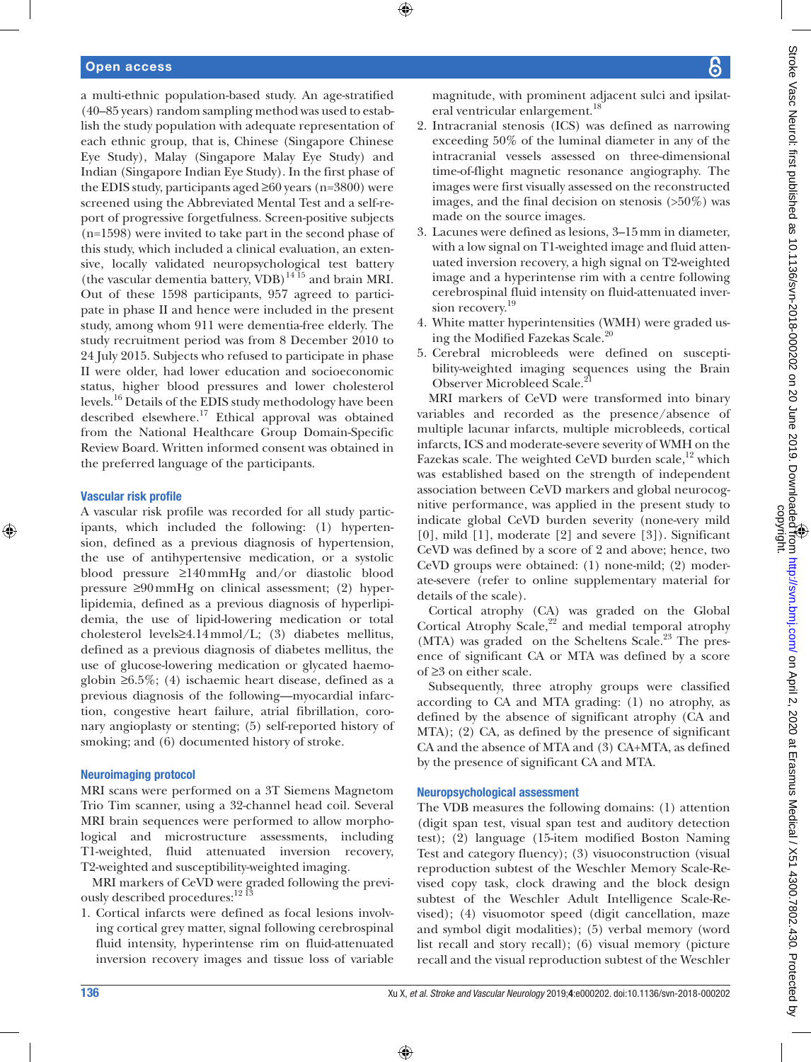a multi-ethnic population-based study. An age-stratified (40–85 years) random sampling method was used to establish the study population with adequate representation of each ethnic group, that is, Chinese (Singapore Chinese Eye Study), Malay (Singapore Malay Eye Study) and Indian (Singapore Indian Eye Study). In the first phase of the EDIS study, participants aged ≥60 years (n=3800) were screened using the Abbreviated Mental Test and a self-report of progressive forgetfulness. Screen-positive subjects (n=1598) were invited to take part in the second phase of this study, which included a clinical evaluation, an extensive, locally validated neuropsychological test battery (the vascular dementia battery, VDB)[14,15] and brain MRI. Out of these 1598 participants, 957 agreed to participate in phase II and hence were included in the present study, among whom 911 were dementia-free elderly. The study recruitment period was from 8 December 2010 to 24 July 2015. Subjects who refused to participate in phase II were older, had lower education and socioeconomic status, higher blood pressures and lower cholesterol levels.[16] Details of the EDIS study methodology have been described elsewhere.[17] Ethical approval was obtained from the National Healthcare Group Domain-Specific Review Board. Written informed consent was obtained in the preferred language of the participants.

### Vascular risk profile

A vascular risk profile was recorded for all study participants, which included the following: (1) hypertension, defined as a previous diagnosis of hypertension, the use of antihypertensive medication, or a systolic blood pressure ≥140 mm Hg and/or diastolic blood pressure ≥90 mm Hg on clinical assessment; (2) hyperlipidemia, defined as a previous diagnosis of hyperlipidemia, the use of lipid-lowering medication or total cholesterol levels≥4.14 mmol/L; (3) diabetes mellitus, defined as a previous diagnosis of diabetes mellitus, the use of glucose-lowering medication or glycated haemoglobin ≥6.5%; (4) ischaemic heart disease, defined as a previous diagnosis of the following—myocardial infarction, congestive heart failure, atrial fibrillation, coronary angioplasty or stenting; (5) self-reported history of smoking; and (6) documented history of stroke.

### Neuroimaging protocol

MRI scans were performed on a 3T Siemens Magnetom Trio Tim scanner, using a 32-channel head coil. Several MRI brain sequences were performed to allow morphological and microstructure assessments, including T1-weighted, fluid attenuated inversion recovery, T2-weighted and susceptibility-weighted imaging.

MRI markers of CeVD were graded following the previously described procedures:[12,13]

1. Cortical infarcts were defined as focal lesions involving cortical grey matter, signal following cerebrospinal fluid intensity, hyperintense rim on fluid-attenuated inversion recovery images and tissue loss of variable magnitude, with prominent adjacent sulci and ipsilateral ventricular enlargement.[18]
2. Intracranial stenosis (ICS) was defined as narrowing exceeding 50% of the luminal diameter in any of the intracranial vessels assessed on three-dimensional time-of-flight magnetic resonance angiography. The images were first visually assessed on the reconstructed images, and the final decision on stenosis (>50%) was made on the source images.
3. Lacunes were defined as lesions, 3–15 mm in diameter, with a low signal on T1-weighted image and fluid attenuated inversion recovery, a high signal on T2-weighted image and a hyperintense rim with a centre following cerebrospinal fluid intensity on fluid-attenuated inversion recovery.[19]
4. White matter hyperintensities (WMH) were graded using the Modified Fazekas Scale.[20]
5. Cerebral microbleeds were defined on susceptibility-weighted imaging sequences using the Brain Observer Microbleed Scale.[21]

MRI markers of CeVD were transformed into binary variables and recorded as the presence/absence of multiple lacunar infarcts, multiple microbleeds, cortical infarcts, ICS and moderate-severe severity of WMH on the Fazekas scale. The weighted CeVD burden scale,[12] which was established based on the strength of independent association between CeVD markers and global neurocognitive performance, was applied in the present study to indicate global CeVD burden severity (none-very mild [0], mild [1], moderate [2] and severe [3]). Significant CeVD was defined by a score of 2 and above; hence, two CeVD groups were obtained: (1) none-mild; (2) moderate-severe (refer to online supplementary material for details of the scale).

Cortical atrophy (CA) was graded on the Global Cortical Atrophy Scale,[22] and medial temporal atrophy (MTA) was graded on the Scheltens Scale.[23] The presence of significant CA or MTA was defined by a score of ≥3 on either scale.

Subsequently, three atrophy groups were classified according to CA and MTA grading: (1) no atrophy, as defined by the absence of significant atrophy (CA and MTA); (2) CA, as defined by the presence of significant CA and the absence of MTA and (3) CA+MTA, as defined by the presence of significant CA and MTA.

### Neuropsychological assessment

The VDB measures the following domains: (1) attention (digit span test, visual span test and auditory detection test); (2) language (15-item modified Boston Naming Test and category fluency); (3) visuoconstruction (visual reproduction subtest of the Weschler Memory Scale-Revised copy task, clock drawing and the block design subtest of the Weschler Adult Intelligence Scale-Revised); (4) visuomotor speed (digit cancellation, maze and symbol digit modalities); (5) verbal memory (word list recall and story recall); (6) visual memory (picture recall and the visual reproduction subtest of the Weschler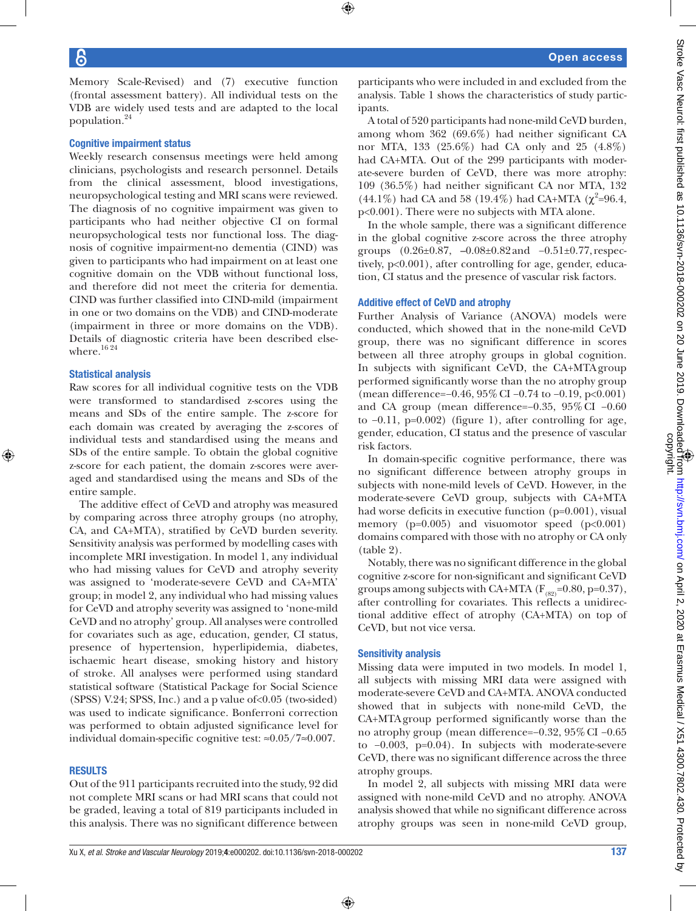Memory Scale-Revised) and (7) executive function (frontal assessment battery). All individual tests on the VDB are widely used tests and are adapted to the local population.[24]

## Cognitive impairment status

Weekly research consensus meetings were held among clinicians, psychologists and research personnel. Details from the clinical assessment, blood investigations, neuropsychological testing and MRI scans were reviewed. The diagnosis of no cognitive impairment was given to participants who had neither objective CI on formal neuropsychological tests nor functional loss. The diagnosis of cognitive impairment-no dementia (CIND) was given to participants who had impairment on at least one cognitive domain on the VDB without functional loss, and therefore did not meet the criteria for dementia. CIND was further classified into CIND-mild (impairment in one or two domains on the VDB) and CIND-moderate (impairment in three or more domains on the VDB). Details of diagnostic criteria have been described elsewhere.[16,24]

## Statistical analysis

Raw scores for all individual cognitive tests on the VDB were transformed to standardised z-scores using the means and SDs of the entire sample. The z-score for each domain was created by averaging the z-scores of individual tests and standardised using the means and SDs of the entire sample. To obtain the global cognitive z-score for each patient, the domain z-scores were averaged and standardised using the means and SDs of the entire sample.

The additive effect of CeVD and atrophy was measured by comparing across three atrophy groups (no atrophy, CA, and CA+MTA), stratified by CeVD burden severity. Sensitivity analysis was performed by modelling cases with incomplete MRI investigation. In model 1, any individual who had missing values for CeVD and atrophy severity was assigned to 'moderate-severe CeVD and CA+MTA' group; in model 2, any individual who had missing values for CeVD and atrophy severity was assigned to 'none-mild CeVD and no atrophy' group. All analyses were controlled for covariates such as age, education, gender, CI status, presence of hypertension, hyperlipidemia, diabetes, ischaemic heart disease, smoking history and history of stroke. All analyses were performed using standard statistical software (Statistical Package for Social Science (SPSS) V.24; SPSS, Inc.) and a p value of<0.05 (two-sided) was used to indicate significance. Bonferroni correction was performed to obtain adjusted significance level for individual domain-specific cognitive test: ≈0.05/7≈0.007.

## RESULTS

Out of the 911 participants recruited into the study, 92 did not complete MRI scans or had MRI scans that could not be graded, leaving a total of 819 participants included in this analysis. There was no significant difference between participants who were included in and excluded from the analysis. Table 1 shows the characteristics of study participants.

A total of 520 participants had none-mild CeVD burden, among whom 362 (69.6%) had neither significant CA nor MTA, 133 (25.6%) had CA only and 25 (4.8%) had CA+MTA. Out of the 299 participants with moderate-severe burden of CeVD, there was more atrophy: 109 (36.5%) had neither significant CA nor MTA, 132 (44.1%) had CA and 58 (19.4%) had CA+MTA ($\chi^2$=96.4, p<0.001). There were no subjects with MTA alone.

In the whole sample, there was a significant difference in the global cognitive z-score across the three atrophy groups (0.26±0.87, –0.08±0.82 and –0.51±0.77, respectively, p<0.001), after controlling for age, gender, education, CI status and the presence of vascular risk factors.

## Additive effect of CeVD and atrophy

Further Analysis of Variance (ANOVA) models were conducted, which showed that in the none-mild CeVD group, there was no significant difference in scores between all three atrophy groups in global cognition. In subjects with significant CeVD, the CA+MTA group performed significantly worse than the no atrophy group (mean difference=–0.46, 95% CI –0.74 to –0.19, p<0.001) and CA group (mean difference=–0.35, 95% CI –0.60 to –0.11, p=0.002) (figure 1), after controlling for age, gender, education, CI status and the presence of vascular risk factors.

In domain-specific cognitive performance, there was no significant difference between atrophy groups in subjects with none-mild levels of CeVD. However, in the moderate-severe CeVD group, subjects with CA+MTA had worse deficits in executive function (p=0.001), visual memory (p=0.005) and visuomotor speed (p<0.001) domains compared with those with no atrophy or CA only (table 2).

Notably, there was no significant difference in the global cognitive z-score for non-significant and significant CeVD groups among subjects with CA+MTA ($F_{(82)}$=0.80, p=0.37), after controlling for covariates. This reflects a unidirectional additive effect of atrophy (CA+MTA) on top of CeVD, but not vice versa.

## Sensitivity analysis

Missing data were imputed in two models. In model 1, all subjects with missing MRI data were assigned with moderate-severe CeVD and CA+MTA. ANOVA conducted showed that in subjects with none-mild CeVD, the CA+MTA group performed significantly worse than the no atrophy group (mean difference=–0.32, 95% CI –0.65 to –0.003, p=0.04). In subjects with moderate-severe CeVD, there was no significant difference across the three atrophy groups.

In model 2, all subjects with missing MRI data were assigned with none-mild CeVD and no atrophy. ANOVA analysis showed that while no significant difference across atrophy groups was seen in none-mild CeVD group,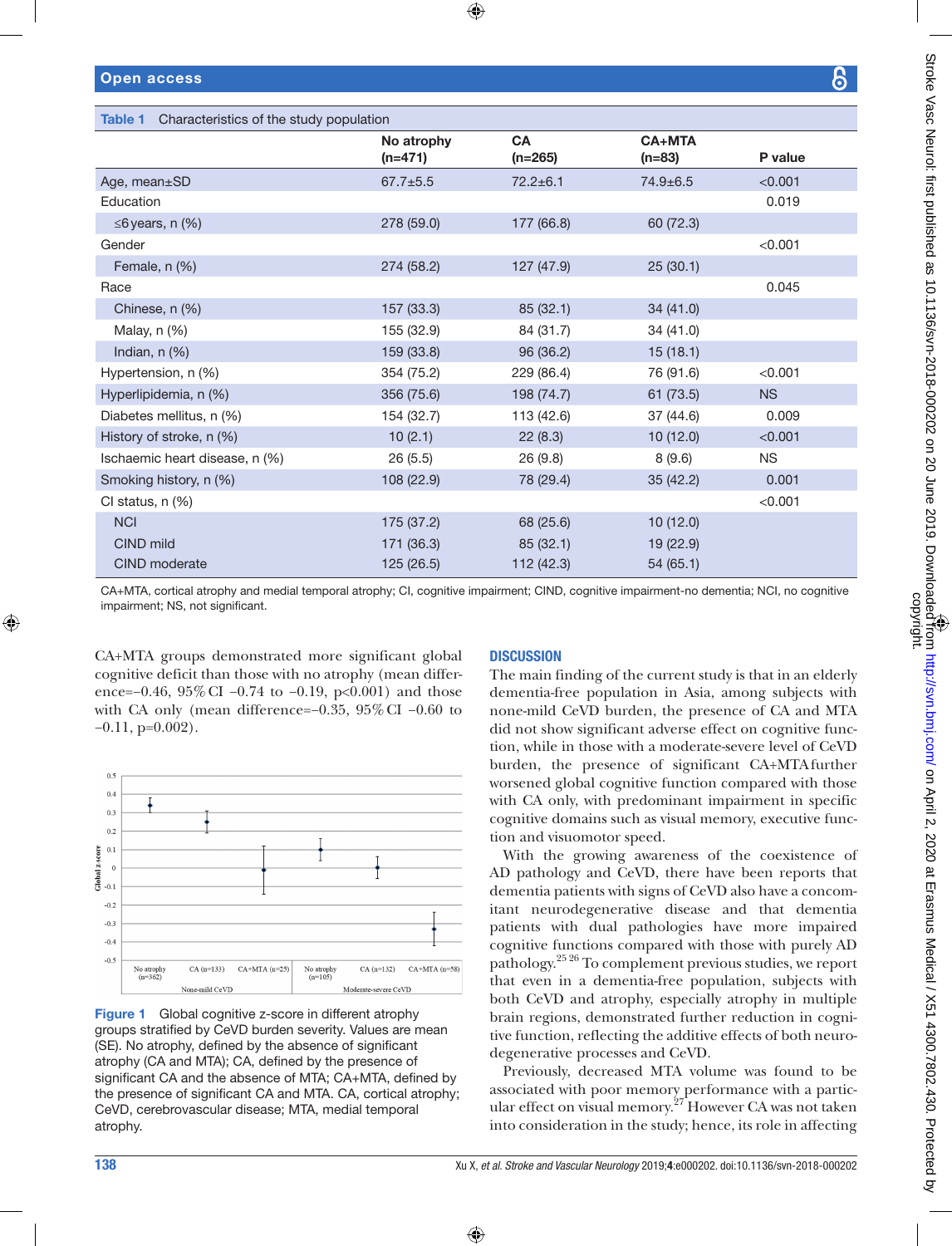Table 1 Characteristics of the study population

| | No atrophy (n=471) | CA (n=265) | CA+MTA (n=83) | P value |
|---|---|---|---|---|
| Age, mean±SD | 67.7±5.5 | 72.2±6.1 | 74.9±6.5 | <0.001 |
| Education | | | | 0.019 |
| ≤6 years, n (%) | 278 (59.0) | 177 (66.8) | 60 (72.3) | |
| Gender | | | | <0.001 |
| Female, n (%) | 274 (58.2) | 127 (47.9) | 25 (30.1) | |
| Race | | | | 0.045 |
| Chinese, n (%) | 157 (33.3) | 85 (32.1) | 34 (41.0) | |
| Malay, n (%) | 155 (32.9) | 84 (31.7) | 34 (41.0) | |
| Indian, n (%) | 159 (33.8) | 96 (36.2) | 15 (18.1) | |
| Hypertension, n (%) | 354 (75.2) | 229 (86.4) | 76 (91.6) | <0.001 |
| Hyperlipidemia, n (%) | 356 (75.6) | 198 (74.7) | 61 (73.5) | NS |
| Diabetes mellitus, n (%) | 154 (32.7) | 113 (42.6) | 37 (44.6) | 0.009 |
| History of stroke, n (%) | 10 (2.1) | 22 (8.3) | 10 (12.0) | <0.001 |
| Ischaemic heart disease, n (%) | 26 (5.5) | 26 (9.8) | 8 (9.6) | NS |
| Smoking history, n (%) | 108 (22.9) | 78 (29.4) | 35 (42.2) | 0.001 |
| CI status, n (%) | | | | <0.001 |
| NCI | 175 (37.2) | 68 (25.6) | 10 (12.0) | |
| CIND mild | 171 (36.3) | 85 (32.1) | 19 (22.9) | |
| CIND moderate | 125 (26.5) | 112 (42.3) | 54 (65.1) | |

CA+MTA, cortical atrophy and medial temporal atrophy; CI, cognitive impairment; CIND, cognitive impairment-no dementia; NCI, no cognitive impairment; NS, not significant.

CA+MTA groups demonstrated more significant global cognitive deficit than those with no atrophy (mean difference=−0.46, 95% CI −0.74 to −0.19, p<0.001) and those with CA only (mean difference=−0.35, 95% CI −0.60 to −0.11, p=0.002).

Figure 1 Global cognitive z-score in different atrophy groups stratified by CeVD burden severity. Values are mean (SE). No atrophy, defined by the absence of significant atrophy (CA and MTA); CA, defined by the presence of significant CA and the absence of MTA; CA+MTA, defined by the presence of significant CA and MTA. CA, cortical atrophy; CeVD, cerebrovascular disease; MTA, medial temporal atrophy.

## DISCUSSION

The main finding of the current study is that in an elderly dementia-free population in Asia, among subjects with none-mild CeVD burden, the presence of CA and MTA did not show significant adverse effect on cognitive function, while in those with a moderate-severe level of CeVD burden, the presence of significant CA+MTA further worsened global cognitive function compared with those with CA only, with predominant impairment in specific cognitive domains such as visual memory, executive function and visuomotor speed.

With the growing awareness of the coexistence of AD pathology and CeVD, there have been reports that dementia patients with signs of CeVD also have a concomitant neurodegenerative disease and that dementia patients with dual pathologies have more impaired cognitive functions compared with those with purely AD pathology.[25 26] To complement previous studies, we report that even in a dementia-free population, subjects with both CeVD and atrophy, especially atrophy in multiple brain regions, demonstrated further reduction in cognitive function, reflecting the additive effects of both neurodegenerative processes and CeVD.

Previously, decreased MTA volume was found to be associated with poor memory performance with a particular effect on visual memory.[27] However CA was not taken into consideration in the study; hence, its role in affecting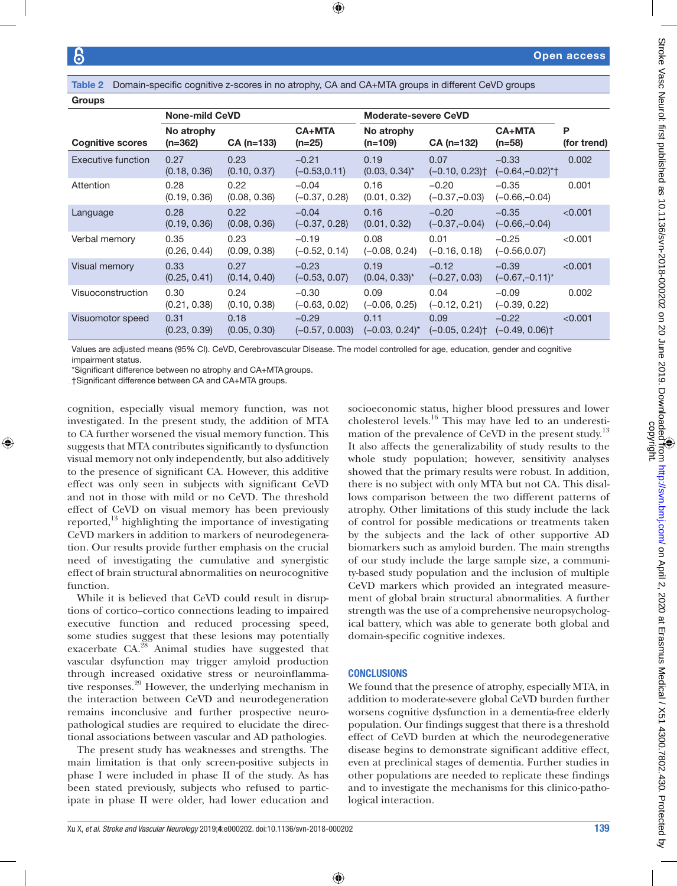**Table 2** Domain-specific cognitive z-scores in no atrophy, CA and CA+MTA groups in different CeVD groups

| Groups | None-mild CeVD | | | Moderate-severe CeVD | | | |
|---|---|---|---|---|---|---|---|
| Cognitive scores | No atrophy (n=362) | CA (n=133) | CA+MTA (n=25) | No atrophy (n=109) | CA (n=132) | CA+MTA (n=58) | P (for trend) |
| Executive function | 0.27 (0.18, 0.36) | 0.23 (0.10, 0.37) | −0.21 (−0.53,0.11) | 0.19 (0.03, 0.34)* | 0.07 (−0.10, 0.23)† | −0.33 (−0.64,−0.02)*† | 0.002 |
| Attention | 0.28 (0.19, 0.36) | 0.22 (0.08, 0.36) | −0.04 (−0.37, 0.28) | 0.16 (0.01, 0.32) | −0.20 (−0.37,−0.03) | −0.35 (−0.66,−0.04) | 0.001 |
| Language | 0.28 (0.19, 0.36) | 0.22 (0.08, 0.36) | −0.04 (−0.37, 0.28) | 0.16 (0.01, 0.32) | −0.20 (−0.37,−0.04) | −0.35 (−0.66,−0.04) | <0.001 |
| Verbal memory | 0.35 (0.26, 0.44) | 0.23 (0.09, 0.38) | −0.19 (−0.52, 0.14) | 0.08 (−0.08, 0.24) | 0.01 (−0.16, 0.18) | −0.25 (−0.56,0.07) | <0.001 |
| Visual memory | 0.33 (0.25, 0.41) | 0.27 (0.14, 0.40) | −0.23 (−0.53, 0.07) | 0.19 (0.04, 0.33)* | −0.12 (−0.27, 0.03) | −0.39 (−0.67,−0.11)* | <0.001 |
| Visuoconstruction | 0.30 (0.21, 0.38) | 0.24 (0.10, 0.38) | −0.30 (−0.63, 0.02) | 0.09 (−0.06, 0.25) | 0.04 (−0.12, 0.21) | −0.09 (−0.39, 0.22) | 0.002 |
| Visuomotor speed | 0.31 (0.23, 0.39) | 0.18 (0.05, 0.30) | −0.29 (−0.57, 0.003) | 0.11 (−0.03, 0.24)* | 0.09 (−0.05, 0.24)† | −0.22 (−0.49, 0.06)† | <0.001 |

Values are adjusted means (95% CI). CeVD, Cerebrovascular Disease. The model controlled for age, education, gender and cognitive impairment status.
*Significant difference between no atrophy and CA+MTA groups.
†Significant difference between CA and CA+MTA groups.

cognition, especially visual memory function, was not investigated. In the present study, the addition of MTA to CA further worsened the visual memory function. This suggests that MTA contributes significantly to dysfunction visual memory not only independently, but also additively to the presence of significant CA. However, this additive effect was only seen in subjects with significant CeVD and not in those with mild or no CeVD. The threshold effect of CeVD on visual memory has been previously reported,[13] highlighting the importance of investigating CeVD markers in addition to markers of neurodegeneration. Our results provide further emphasis on the crucial need of investigating the cumulative and synergistic effect of brain structural abnormalities on neurocognitive function.

While it is believed that CeVD could result in disruptions of cortico–cortico connections leading to impaired executive function and reduced processing speed, some studies suggest that these lesions may potentially exacerbate CA.[28] Animal studies have suggested that vascular dysfunction may trigger amyloid production through increased oxidative stress or neuroinflammative responses.[29] However, the underlying mechanism in the interaction between CeVD and neurodegeneration remains inconclusive and further prospective neuropathological studies are required to elucidate the directional associations between vascular and AD pathologies.

The present study has weaknesses and strengths. The main limitation is that only screen-positive subjects in phase I were included in phase II of the study. As has been stated previously, subjects who refused to participate in phase II were older, had lower education and socioeconomic status, higher blood pressures and lower cholesterol levels.[16] This may have led to an underestimation of the prevalence of CeVD in the present study.[13] It also affects the generalizability of study results to the whole study population; however, sensitivity analyses showed that the primary results were robust. In addition, there is no subject with only MTA but not CA. This disallows comparison between the two different patterns of atrophy. Other limitations of this study include the lack of control for possible medications or treatments taken by the subjects and the lack of other supportive AD biomarkers such as amyloid burden. The main strengths of our study include the large sample size, a community-based study population and the inclusion of multiple CeVD markers which provided an integrated measurement of global brain structural abnormalities. A further strength was the use of a comprehensive neuropsychological battery, which was able to generate both global and domain-specific cognitive indexes.

## CONCLUSIONS

We found that the presence of atrophy, especially MTA, in addition to moderate-severe global CeVD burden further worsens cognitive dysfunction in a dementia-free elderly population. Our findings suggest that there is a threshold effect of CeVD burden at which the neurodegenerative disease begins to demonstrate significant additive effect, even at preclinical stages of dementia. Further studies in other populations are needed to replicate these findings and to investigate the mechanisms for this clinico-pathological interaction.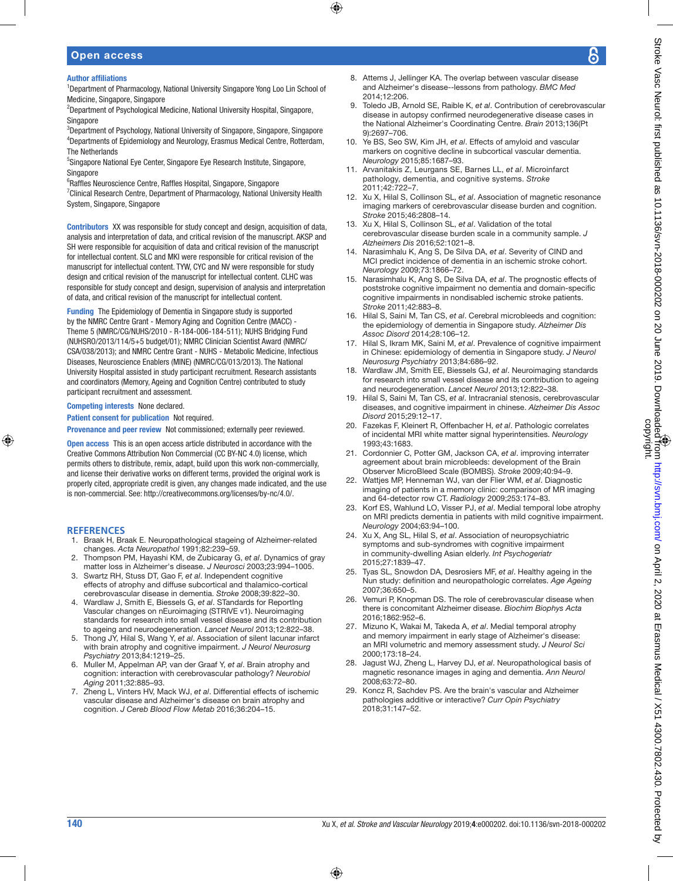**Author affiliations**

[1]Department of Pharmacology, National University Singapore Yong Loo Lin School of Medicine, Singapore, Singapore
[2]Department of Psychological Medicine, National University Hospital, Singapore, Singapore
[3]Department of Psychology, National University of Singapore, Singapore, Singapore
[4]Departments of Epidemiology and Neurology, Erasmus Medical Centre, Rotterdam, The Netherlands
[5]Singapore National Eye Center, Singapore Eye Research Institute, Singapore, Singapore
[6]Raffles Neuroscience Centre, Raffles Hospital, Singapore, Singapore
[7]Clinical Research Centre, Department of Pharmacology, National University Health System, Singapore, Singapore

**Contributors** XX was responsible for study concept and design, acquisition of data, analysis and interpretation of data, and critical revision of the manuscript. AKSP and SH were responsible for acquisition of data and critical revision of the manuscript for intellectual content. SLC and MKI were responsible for critical revision of the manuscript for intellectual content. TYW, CYC and NV were responsible for study design and critical revision of the manuscript for intellectual content. CLHC was responsible for study concept and design, supervision of analysis and interpretation of data, and critical revision of the manuscript for intellectual content.

**Funding** The Epidemiology of Dementia in Singapore study is supported by the NMRC Centre Grant - Memory Aging and Cognition Centre (MACC) - Theme 5 (NMRC/CG/NUHS/2010 - R-184-006-184-511); NUHS Bridging Fund (NUHSRO/2013/114/5+5 budget/01); NMRC Clinician Scientist Award (NMRC/CSA/038/2013); and NMRC Centre Grant - NUHS - Metabolic Medicine, Infectious Diseases, Neuroscience Enablers (MINE) (NMRC/CG/013/2013). The National University Hospital assisted in study participant recruitment. Research assistants and coordinators (Memory, Ageing and Cognition Centre) contributed to study participant recruitment and assessment.

**Competing interests** None declared.

**Patient consent for publication** Not required.

**Provenance and peer review** Not commissioned; externally peer reviewed.

**Open access** This is an open access article distributed in accordance with the Creative Commons Attribution Non Commercial (CC BY-NC 4.0) license, which permits others to distribute, remix, adapt, build upon this work non-commercially, and license their derivative works on different terms, provided the original work is properly cited, appropriate credit is given, any changes made indicated, and the use is non-commercial. See: http://creativecommons.org/licenses/by-nc/4.0/.

## REFERENCES

1. Braak H, Braak E. Neuropathological stageing of Alzheimer-related changes. *Acta Neuropathol* 1991;82:239–59.
2. Thompson PM, Hayashi KM, de Zubicaray G, *et al*. Dynamics of gray matter loss in Alzheimer's disease. *J Neurosci* 2003;23:994–1005.
3. Swartz RH, Stuss DT, Gao F, *et al*. Independent cognitive effects of atrophy and diffuse subcortical and thalamico-cortical cerebrovascular disease in dementia. *Stroke* 2008;39:822–30.
4. Wardlaw J, Smith E, Biessels G, *et al*. STandards for ReportIng Vascular changes on nEuroimaging (STRIVE v1). Neuroimaging standards for research into small vessel disease and its contribution to ageing and neurodegeneration. *Lancet Neurol* 2013;12:822–38.
5. Thong JY, Hilal S, Wang Y, *et al*. Association of silent lacunar infarct with brain atrophy and cognitive impairment. *J Neurol Neurosurg Psychiatry* 2013;84:1219–25.
6. Muller M, Appelman AP, van der Graaf Y, *et al*. Brain atrophy and cognition: interaction with cerebrovascular pathology? *Neurobiol Aging* 2011;32:885–93.
7. Zheng L, Vinters HV, Mack WJ, *et al*. Differential effects of ischemic vascular disease and Alzheimer's disease on brain atrophy and cognition. *J Cereb Blood Flow Metab* 2016;36:204–15.
8. Attems J, Jellinger KA. The overlap between vascular disease and Alzheimer's disease--lessons from pathology. *BMC Med* 2014;12:206.
9. Toledo JB, Arnold SE, Raible K, *et al*. Contribution of cerebrovascular disease in autopsy confirmed neurodegenerative disease cases in the National Alzheimer's Coordinating Centre. *Brain* 2013;136(Pt 9):2697–706.
10. Ye BS, Seo SW, Kim JH, *et al*. Effects of amyloid and vascular markers on cognitive decline in subcortical vascular dementia. *Neurology* 2015;85:1687–93.
11. Arvanitakis Z, Leurgans SE, Barnes LL, *et al*. Microinfarct pathology, dementia, and cognitive systems. *Stroke* 2011;42:722–7.
12. Xu X, Hilal S, Collinson SL, *et al*. Association of magnetic resonance imaging markers of cerebrovascular disease burden and cognition. *Stroke* 2015;46:2808–14.
13. Xu X, Hilal S, Collinson SL, *et al*. Validation of the total cerebrovascular disease burden scale in a community sample. *J Alzheimers Dis* 2016;52:1021–8.
14. Narasimhalu K, Ang S, De Silva DA, *et al*. Severity of CIND and MCI predict incidence of dementia in an ischemic stroke cohort. *Neurology* 2009;73:1866–72.
15. Narasimhalu K, Ang S, De Silva DA, *et al*. The prognostic effects of poststroke cognitive impairment no dementia and domain-specific cognitive impairments in nondisabled ischemic stroke patients. *Stroke* 2011;42:883–8.
16. Hilal S, Saini M, Tan CS, *et al*. Cerebral microbleeds and cognition: the epidemiology of dementia in Singapore study. *Alzheimer Dis Assoc Disord* 2014;28:106–12.
17. Hilal S, Ikram MK, Saini M, *et al*. Prevalence of cognitive impairment in Chinese: epidemiology of dementia in Singapore study. *J Neurol Neurosurg Psychiatry* 2013;84:686–92.
18. Wardlaw JM, Smith EE, Biessels GJ, *et al*. Neuroimaging standards for research into small vessel disease and its contribution to ageing and neurodegeneration. *Lancet Neurol* 2013;12:822–38.
19. Hilal S, Saini M, Tan CS, *et al*. Intracranial stenosis, cerebrovascular diseases, and cognitive impairment in chinese. *Alzheimer Dis Assoc Disord* 2015;29:12–17.
20. Fazekas F, Kleinert R, Offenbacher H, *et al*. Pathologic correlates of incidental MRI white matter signal hyperintensities. *Neurology* 1993;43:1683.
21. Cordonnier C, Potter GM, Jackson CA, *et al*. improving interrater agreement about brain microbleeds: development of the Brain Observer MicroBleed Scale (BOMBS). *Stroke* 2009;40:94–9.
22. Wattjes MP, Henneman WJ, van der Flier WM, *et al*. Diagnostic imaging of patients in a memory clinic: comparison of MR imaging and 64-detector row CT. *Radiology* 2009;253:174–83.
23. Korf ES, Wahlund LO, Visser PJ, *et al*. Medial temporal lobe atrophy on MRI predicts dementia in patients with mild cognitive impairment. *Neurology* 2004;63:94–100.
24. Xu X, Ang SL, Hilal S, *et al*. Association of neuropsychiatric symptoms and sub-syndromes with cognitive impairment in community-dwelling Asian elderly. *Int Psychogeriatr* 2015;27:1839–47.
25. Tyas SL, Snowdon DA, Desrosiers MF, *et al*. Healthy ageing in the Nun study: definition and neuropathologic correlates. *Age Ageing* 2007;36:650–5.
26. Vemuri P, Knopman DS. The role of cerebrovascular disease when there is concomitant Alzheimer disease. *Biochim Biophys Acta* 2016;1862:952–6.
27. Mizuno K, Wakai M, Takeda A, *et al*. Medial temporal atrophy and memory impairment in early stage of Alzheimer's disease: an MRI volumetric and memory assessment study. *J Neurol Sci* 2000;173:18–24.
28. Jagust WJ, Zheng L, Harvey DJ, *et al*. Neuropathological basis of magnetic resonance images in aging and dementia. *Ann Neurol* 2008;63:72–80.
29. Koncz R, Sachdev PS. Are the brain's vascular and Alzheimer pathologies additive or interactive? *Curr Opin Psychiatry* 2018;31:147–52.